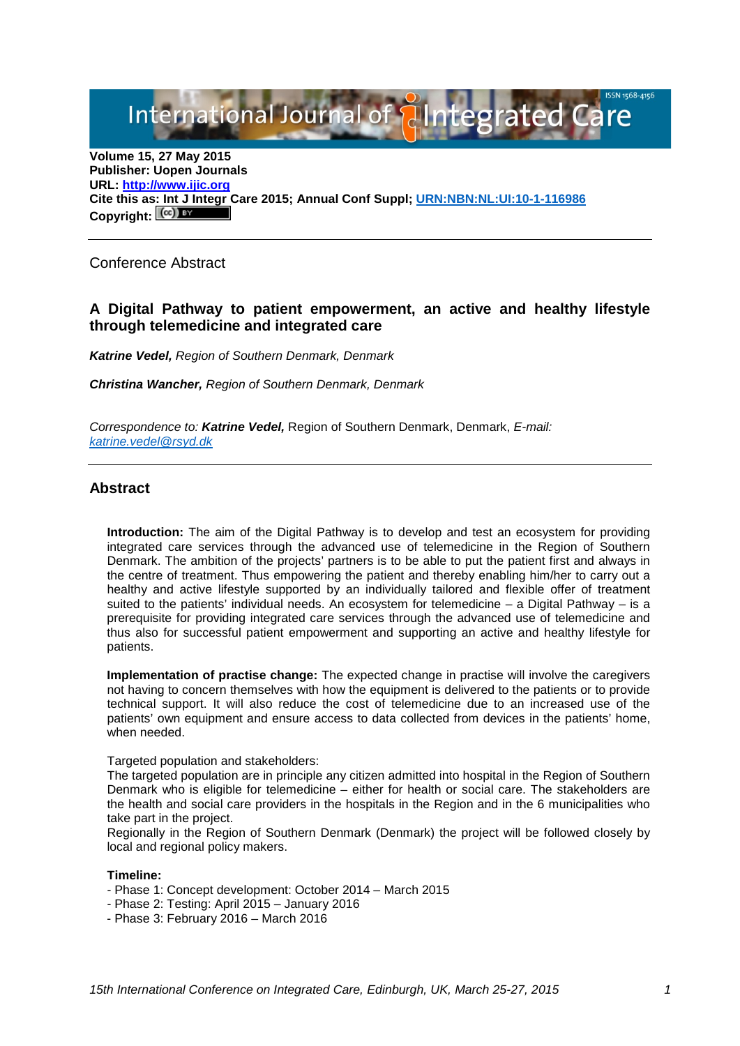**Volume 15, 27 May 2015**
**Publisher: Uopen Journals**
**URL: http://www.ijic.org**
**Cite this as: Int J Integr Care 2015; Annual Conf Suppl; URN:NBN:NL:UI:10-1-116986**
**Copyright:**

---

Conference Abstract

## A Digital Pathway to patient empowerment, an active and healthy lifestyle through telemedicine and integrated care

***Katrine Vedel,*** *Region of Southern Denmark, Denmark*

***Christina Wancher,*** *Region of Southern Denmark, Denmark*

*Correspondence to:* ***Katrine Vedel,*** Region of Southern Denmark, Denmark, *E-mail: katrine.vedel@rsyd.dk*

---

## Abstract

**Introduction:** The aim of the Digital Pathway is to develop and test an ecosystem for providing integrated care services through the advanced use of telemedicine in the Region of Southern Denmark. The ambition of the projects' partners is to be able to put the patient first and always in the centre of treatment. Thus empowering the patient and thereby enabling him/her to carry out a healthy and active lifestyle supported by an individually tailored and flexible offer of treatment suited to the patients' individual needs. An ecosystem for telemedicine – a Digital Pathway – is a prerequisite for providing integrated care services through the advanced use of telemedicine and thus also for successful patient empowerment and supporting an active and healthy lifestyle for patients.

**Implementation of practise change:** The expected change in practise will involve the caregivers not having to concern themselves with how the equipment is delivered to the patients or to provide technical support. It will also reduce the cost of telemedicine due to an increased use of the patients' own equipment and ensure access to data collected from devices in the patients' home, when needed.

Targeted population and stakeholders:
The targeted population are in principle any citizen admitted into hospital in the Region of Southern Denmark who is eligible for telemedicine – either for health or social care. The stakeholders are the health and social care providers in the hospitals in the Region and in the 6 municipalities who take part in the project.
Regionally in the Region of Southern Denmark (Denmark) the project will be followed closely by local and regional policy makers.

**Timeline:**
- Phase 1: Concept development: October 2014 – March 2015
- Phase 2: Testing: April 2015 – January 2016
- Phase 3: February 2016 – March 2016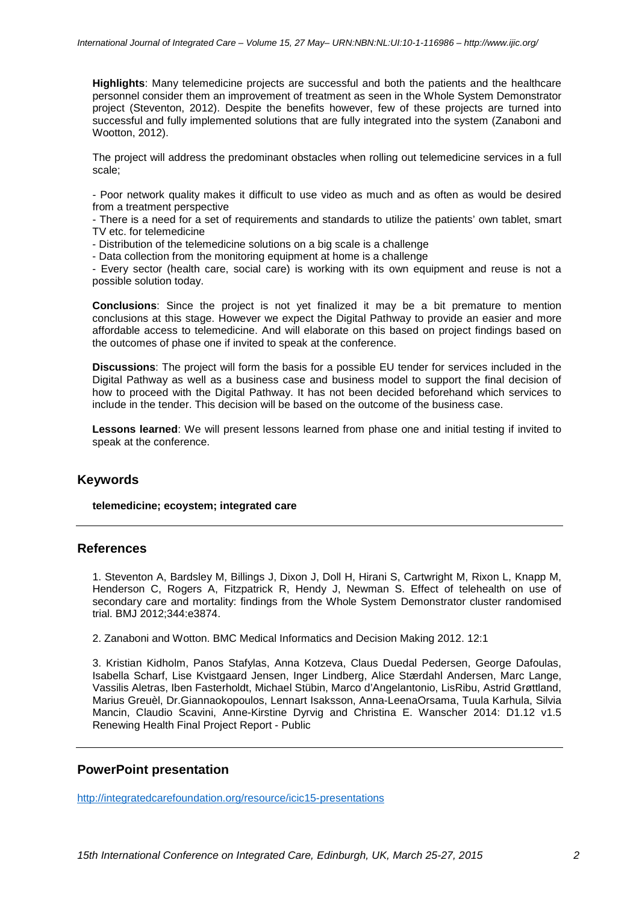**Highlights**: Many telemedicine projects are successful and both the patients and the healthcare personnel consider them an improvement of treatment as seen in the Whole System Demonstrator project (Steventon, 2012). Despite the benefits however, few of these projects are turned into successful and fully implemented solutions that are fully integrated into the system (Zanaboni and Wootton, 2012).

The project will address the predominant obstacles when rolling out telemedicine services in a full scale;

- Poor network quality makes it difficult to use video as much and as often as would be desired from a treatment perspective
- There is a need for a set of requirements and standards to utilize the patients' own tablet, smart TV etc. for telemedicine
- Distribution of the telemedicine solutions on a big scale is a challenge
- Data collection from the monitoring equipment at home is a challenge
- Every sector (health care, social care) is working with its own equipment and reuse is not a possible solution today.

**Conclusions**: Since the project is not yet finalized it may be a bit premature to mention conclusions at this stage. However we expect the Digital Pathway to provide an easier and more affordable access to telemedicine. And will elaborate on this based on project findings based on the outcomes of phase one if invited to speak at the conference.

**Discussions**: The project will form the basis for a possible EU tender for services included in the Digital Pathway as well as a business case and business model to support the final decision of how to proceed with the Digital Pathway. It has not been decided beforehand which services to include in the tender. This decision will be based on the outcome of the business case.

**Lessons learned**: We will present lessons learned from phase one and initial testing if invited to speak at the conference.

## Keywords

**telemedicine; ecoystem; integrated care**

## References

1. Steventon A, Bardsley M, Billings J, Dixon J, Doll H, Hirani S, Cartwright M, Rixon L, Knapp M, Henderson C, Rogers A, Fitzpatrick R, Hendy J, Newman S. Effect of telehealth on use of secondary care and mortality: findings from the Whole System Demonstrator cluster randomised trial. BMJ 2012;344:e3874.

2. Zanaboni and Wotton. BMC Medical Informatics and Decision Making 2012. 12:1

3. Kristian Kidholm, Panos Stafylas, Anna Kotzeva, Claus Duedal Pedersen, George Dafoulas, Isabella Scharf, Lise Kvistgaard Jensen, Inger Lindberg, Alice Stærdahl Andersen, Marc Lange, Vassilis Aletras, Iben Fasterholdt, Michael Stübin, Marco d'Angelantonio, LisRibu, Astrid Grøttland, Marius Greuèl, Dr.Giannaokopoulos, Lennart Isaksson, Anna-LeenaOrsama, Tuula Karhula, Silvia Mancin, Claudio Scavini, Anne-Kirstine Dyrvig and Christina E. Wanscher 2014: D1.12 v1.5 Renewing Health Final Project Report - Public

## PowerPoint presentation

http://integratedcarefoundation.org/resource/icic15-presentations